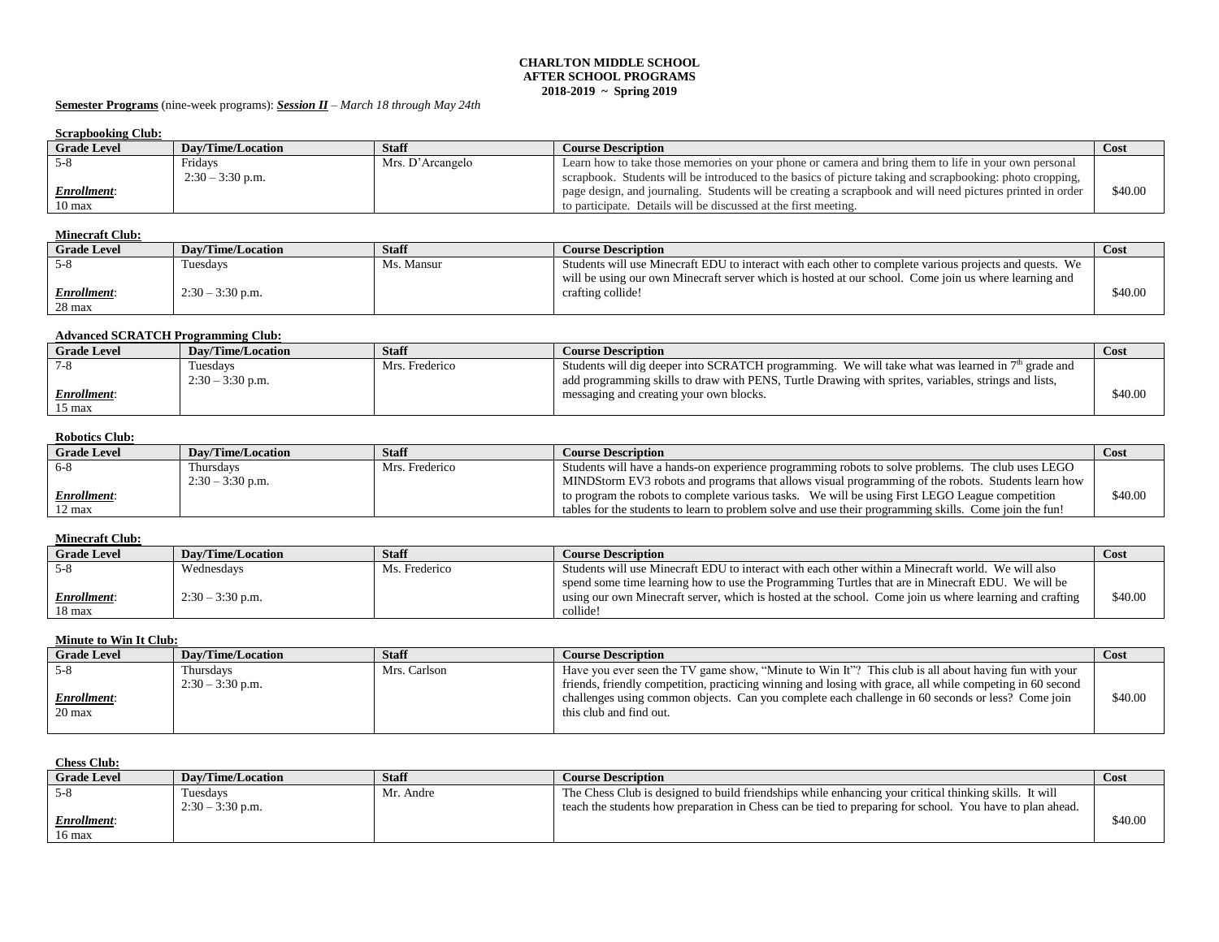**CHARLTON MIDDLE SCHOOL**
**AFTER SCHOOL PROGRAMS**
**2018-2019 ~ Spring 2019**

**Semester Programs** (nine-week programs): ***Session II*** – *March 18 through May 24th*

**Scrapbooking Club:**

| Grade Level | Day/Time/Location | Staff | Course Description | Cost |
|---|---|---|---|---|
| 5-8<br><br>***Enrollment***:<br>10 max | Fridays<br>2:30 – 3:30 p.m. | Mrs. D'Arcangelo | Learn how to take those memories on your phone or camera and bring them to life in your own personal scrapbook. Students will be introduced to the basics of picture taking and scrapbooking: photo cropping, page design, and journaling. Students will be creating a scrapbook and will need pictures printed in order to participate. Details will be discussed at the first meeting. | $40.00 |

**Minecraft Club:**

| Grade Level | Day/Time/Location | Staff | Course Description | Cost |
|---|---|---|---|---|
| 5-8<br><br>***Enrollment***:<br>28 max | Tuesdays<br><br>2:30 – 3:30 p.m. | Ms. Mansur | Students will use Minecraft EDU to interact with each other to complete various projects and quests. We will be using our own Minecraft server which is hosted at our school. Come join us where learning and crafting collide! | $40.00 |

**Advanced SCRATCH Programming Club:**

| Grade Level | Day/Time/Location | Staff | Course Description | Cost |
|---|---|---|---|---|
| 7-8<br><br>***Enrollment***:<br>15 max | Tuesdays<br>2:30 – 3:30 p.m. | Mrs. Frederico | Students will dig deeper into SCRATCH programming. We will take what was learned in 7th grade and add programming skills to draw with PENS, Turtle Drawing with sprites, variables, strings and lists, messaging and creating your own blocks. | $40.00 |

**Robotics Club:**

| Grade Level | Day/Time/Location | Staff | Course Description | Cost |
|---|---|---|---|---|
| 6-8<br><br>***Enrollment***:<br>12 max | Thursdays<br>2:30 – 3:30 p.m. | Mrs. Frederico | Students will have a hands-on experience programming robots to solve problems. The club uses LEGO MINDStorm EV3 robots and programs that allows visual programming of the robots. Students learn how to program the robots to complete various tasks. We will be using First LEGO League competition tables for the students to learn to problem solve and use their programming skills. Come join the fun! | $40.00 |

**Minecraft Club:**

| Grade Level | Day/Time/Location | Staff | Course Description | Cost |
|---|---|---|---|---|
| 5-8<br><br>***Enrollment***:<br>18 max | Wednesdays<br><br>2:30 – 3:30 p.m. | Ms. Frederico | Students will use Minecraft EDU to interact with each other within a Minecraft world. We will also spend some time learning how to use the Programming Turtles that are in Minecraft EDU. We will be using our own Minecraft server, which is hosted at the school. Come join us where learning and crafting collide! | $40.00 |

**Minute to Win It Club:**

| Grade Level | Day/Time/Location | Staff | Course Description | Cost |
|---|---|---|---|---|
| 5-8<br><br>***Enrollment***:<br>20 max | Thursdays<br>2:30 – 3:30 p.m. | Mrs. Carlson | Have you ever seen the TV game show, "Minute to Win It"? This club is all about having fun with your friends, friendly competition, practicing winning and losing with grace, all while competing in 60 second challenges using common objects. Can you complete each challenge in 60 seconds or less? Come join this club and find out. | $40.00 |

**Chess Club:**

| Grade Level | Day/Time/Location | Staff | Course Description | Cost |
|---|---|---|---|---|
| 5-8<br><br>***Enrollment***:<br>16 max | Tuesdays<br>2:30 – 3:30 p.m. | Mr. Andre | The Chess Club is designed to build friendships while enhancing your critical thinking skills. It will teach the students how preparation in Chess can be tied to preparing for school. You have to plan ahead. | $40.00 |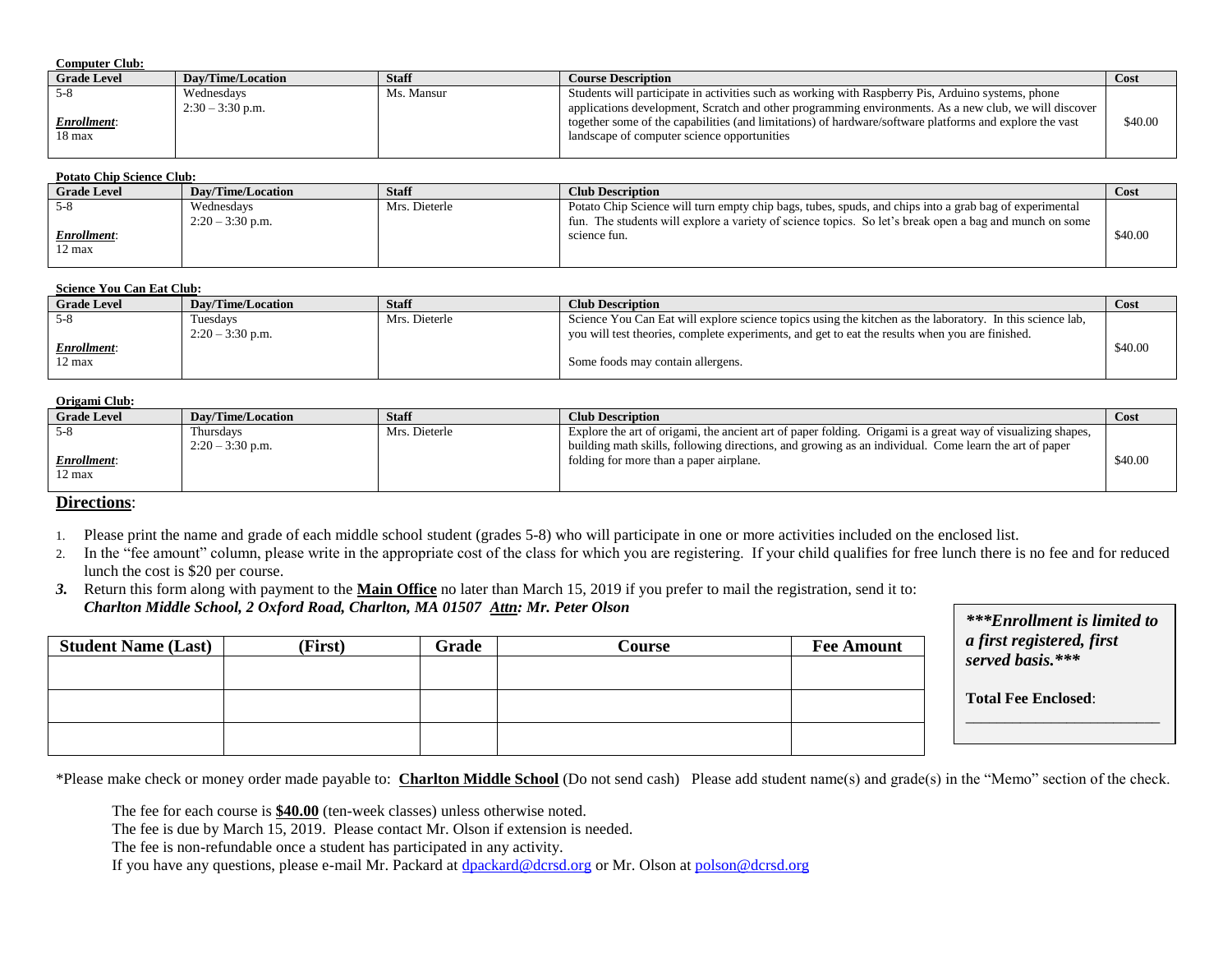**Computer Club:**

| Grade Level | Day/Time/Location | Staff | Course Description | Cost |
|---|---|---|---|---|
| 5-8<br><br>***Enrollment***:<br>18 max | Wednesdays<br>2:30 – 3:30 p.m. | Ms. Mansur | Students will participate in activities such as working with Raspberry Pis, Arduino systems, phone applications development, Scratch and other programming environments. As a new club, we will discover together some of the capabilities (and limitations) of hardware/software platforms and explore the vast landscape of computer science opportunities | $40.00 |

**Potato Chip Science Club:**

| Grade Level | Day/Time/Location | Staff | Club Description | Cost |
|---|---|---|---|---|
| 5-8<br><br>***Enrollment***:<br>12 max | Wednesdays<br>2:20 – 3:30 p.m. | Mrs. Dieterle | Potato Chip Science will turn empty chip bags, tubes, spuds, and chips into a grab bag of experimental fun. The students will explore a variety of science topics. So let's break open a bag and munch on some science fun. | $40.00 |

**Science You Can Eat Club:**

| Grade Level | Day/Time/Location | Staff | Club Description | Cost |
|---|---|---|---|---|
| 5-8<br><br>***Enrollment***:<br>12 max | Tuesdays<br>2:20 – 3:30 p.m. | Mrs. Dieterle | Science You Can Eat will explore science topics using the kitchen as the laboratory. In this science lab, you will test theories, complete experiments, and get to eat the results when you are finished.<br><br>Some foods may contain allergens. | $40.00 |

**Origami Club:**

| Grade Level | Day/Time/Location | Staff | Club Description | Cost |
|---|---|---|---|---|
| 5-8<br><br>***Enrollment***:<br>12 max | Thursdays<br>2:20 – 3:30 p.m. | Mrs. Dieterle | Explore the art of origami, the ancient art of paper folding. Origami is a great way of visualizing shapes, building math skills, following directions, and growing as an individual. Come learn the art of paper folding for more than a paper airplane. | $40.00 |

## Directions:

1. Please print the name and grade of each middle school student (grades 5-8) who will participate in one or more activities included on the enclosed list.
2. In the "fee amount" column, please write in the appropriate cost of the class for which you are registering. If your child qualifies for free lunch there is no fee and for reduced lunch the cost is $20 per course.
3. Return this form along with payment to the **Main Office** no later than March 15, 2019 if you prefer to mail the registration, send it to: ***Charlton Middle School, 2 Oxford Road, Charlton, MA 01507 Attn: Mr. Peter Olson***

| Student Name (Last) | (First) | Grade | Course | Fee Amount |
|---|---|---|---|---|
| | | | | |
| | | | | |
| | | | | |

***\*\*\*Enrollment is limited to a first registered, first served basis.\*\*\****

**Total Fee Enclosed**: ____________________

*Please make check or money order made payable to: **Charlton Middle School** (Do not send cash) Please add student name(s) and grade(s) in the "Memo" section of the check.

The fee for each course is **$40.00** (ten-week classes) unless otherwise noted.
The fee is due by March 15, 2019. Please contact Mr. Olson if extension is needed.
The fee is non-refundable once a student has participated in any activity.
If you have any questions, please e-mail Mr. Packard at dpackard@dcrsd.org or Mr. Olson at polson@dcrsd.org